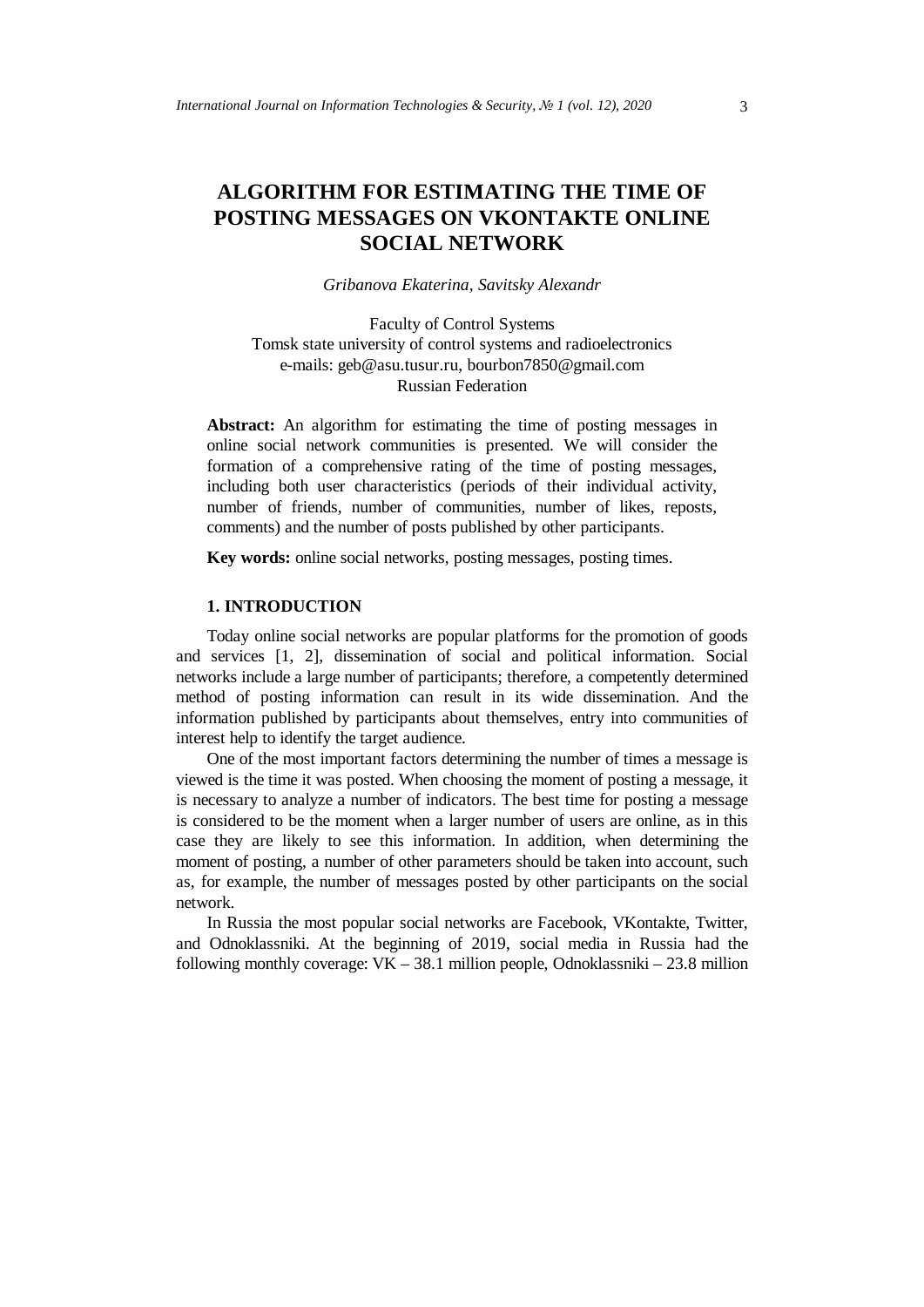# ALGORITHM FOR ESTIMATING THE TIME OF POSTING MESSAGES ON VKONTAKTE ONLINE SOCIAL NETWORK

*Gribanova Ekaterina, Savitsky Alexandr*

Faculty of Control Systems
Tomsk state university of control systems and radioelectronics
e-mails: geb@asu.tusur.ru, bourbon7850@gmail.com
Russian Federation

**Abstract:** An algorithm for estimating the time of posting messages in online social network communities is presented. We will consider the formation of a comprehensive rating of the time of posting messages, including both user characteristics (periods of their individual activity, number of friends, number of communities, number of likes, reposts, comments) and the number of posts published by other participants.

**Key words:** online social networks, posting messages, posting times.

## 1. INTRODUCTION

Today online social networks are popular platforms for the promotion of goods and services [1, 2], dissemination of social and political information. Social networks include a large number of participants; therefore, a competently determined method of posting information can result in its wide dissemination. And the information published by participants about themselves, entry into communities of interest help to identify the target audience.

One of the most important factors determining the number of times a message is viewed is the time it was posted. When choosing the moment of posting a message, it is necessary to analyze a number of indicators. The best time for posting a message is considered to be the moment when a larger number of users are online, as in this case they are likely to see this information. In addition, when determining the moment of posting, a number of other parameters should be taken into account, such as, for example, the number of messages posted by other participants on the social network.

In Russia the most popular social networks are Facebook, VKontakte, Twitter, and Odnoklassniki. At the beginning of 2019, social media in Russia had the following monthly coverage: VK – 38.1 million people, Odnoklassniki – 23.8 million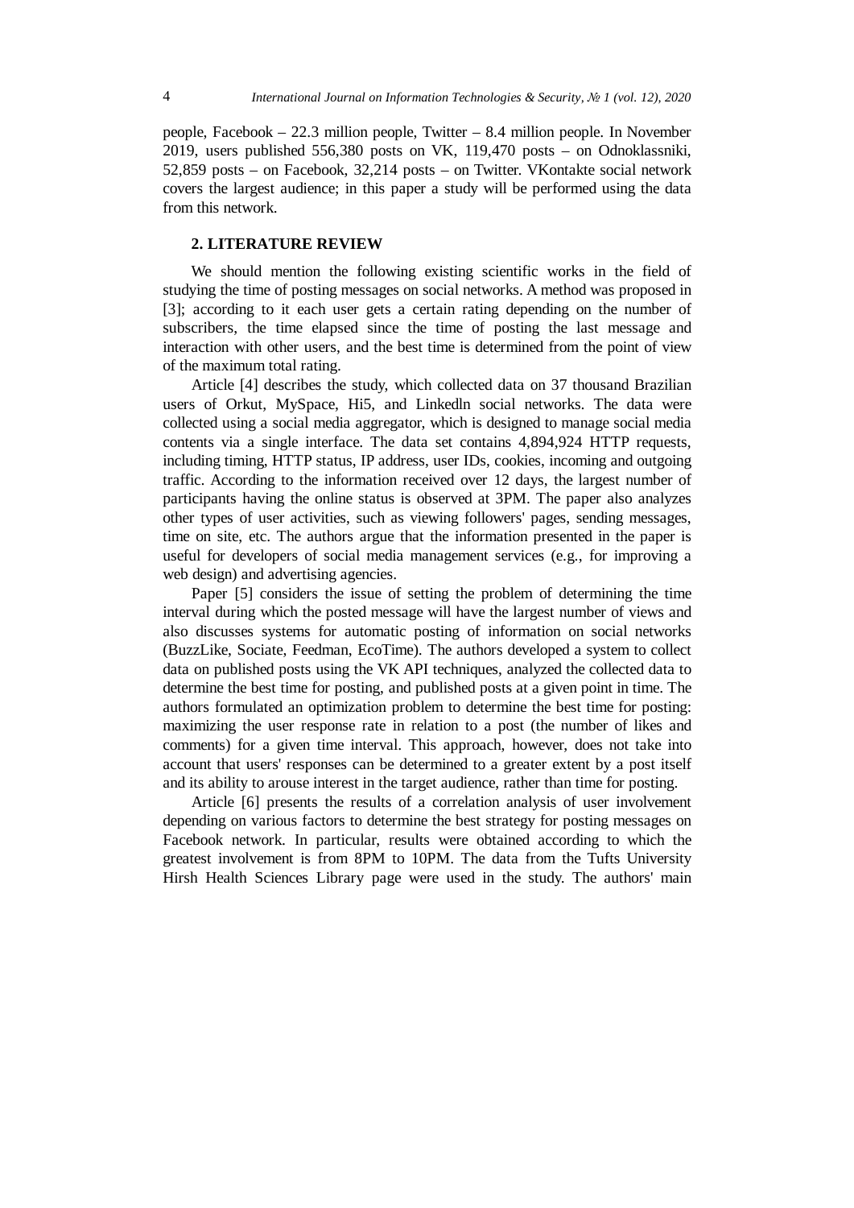people, Facebook – 22.3 million people, Twitter – 8.4 million people. In November 2019, users published 556,380 posts on VK, 119,470 posts – on Odnoklassniki, 52,859 posts – on Facebook, 32,214 posts – on Twitter. VKontakte social network covers the largest audience; in this paper a study will be performed using the data from this network.

## 2. LITERATURE REVIEW

We should mention the following existing scientific works in the field of studying the time of posting messages on social networks. A method was proposed in [3]; according to it each user gets a certain rating depending on the number of subscribers, the time elapsed since the time of posting the last message and interaction with other users, and the best time is determined from the point of view of the maximum total rating.

Article [4] describes the study, which collected data on 37 thousand Brazilian users of Orkut, MySpace, Hi5, and Linkedln social networks. The data were collected using a social media aggregator, which is designed to manage social media contents via a single interface. The data set contains 4,894,924 HTTP requests, including timing, HTTP status, IP address, user IDs, cookies, incoming and outgoing traffic. According to the information received over 12 days, the largest number of participants having the online status is observed at 3PM. The paper also analyzes other types of user activities, such as viewing followers' pages, sending messages, time on site, etc. The authors argue that the information presented in the paper is useful for developers of social media management services (e.g., for improving a web design) and advertising agencies.

Paper [5] considers the issue of setting the problem of determining the time interval during which the posted message will have the largest number of views and also discusses systems for automatic posting of information on social networks (BuzzLike, Sociate, Feedman, EcoTime). The authors developed a system to collect data on published posts using the VK API techniques, analyzed the collected data to determine the best time for posting, and published posts at a given point in time. The authors formulated an optimization problem to determine the best time for posting: maximizing the user response rate in relation to a post (the number of likes and comments) for a given time interval. This approach, however, does not take into account that users' responses can be determined to a greater extent by a post itself and its ability to arouse interest in the target audience, rather than time for posting.

Article [6] presents the results of a correlation analysis of user involvement depending on various factors to determine the best strategy for posting messages on Facebook network. In particular, results were obtained according to which the greatest involvement is from 8PM to 10PM. The data from the Tufts University Hirsh Health Sciences Library page were used in the study. The authors' main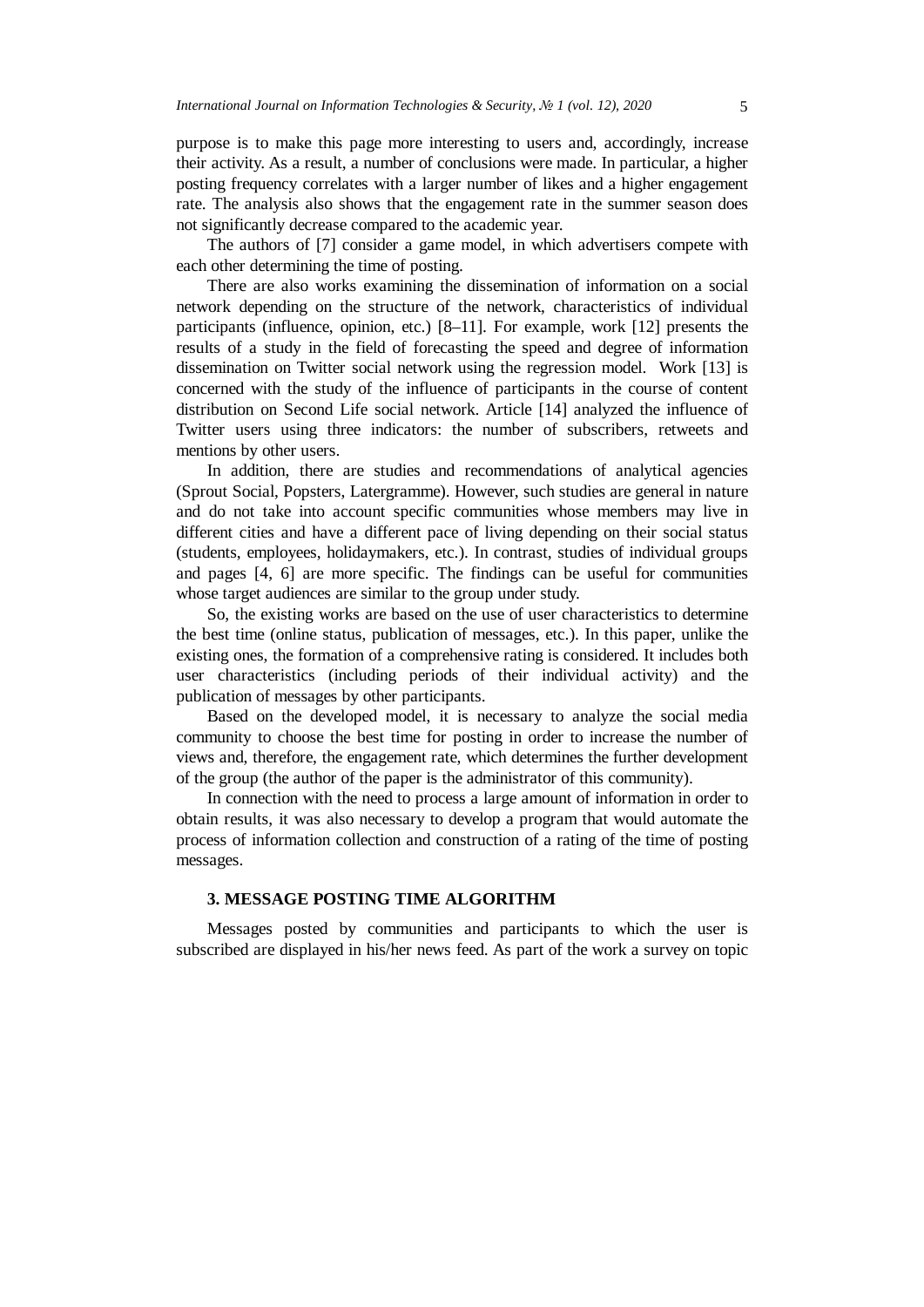purpose is to make this page more interesting to users and, accordingly, increase their activity. As a result, a number of conclusions were made. In particular, a higher posting frequency correlates with a larger number of likes and a higher engagement rate. The analysis also shows that the engagement rate in the summer season does not significantly decrease compared to the academic year.

The authors of [7] consider a game model, in which advertisers compete with each other determining the time of posting.

There are also works examining the dissemination of information on a social network depending on the structure of the network, characteristics of individual participants (influence, opinion, etc.) [8–11]. For example, work [12] presents the results of a study in the field of forecasting the speed and degree of information dissemination on Twitter social network using the regression model. Work [13] is concerned with the study of the influence of participants in the course of content distribution on Second Life social network. Article [14] analyzed the influence of Twitter users using three indicators: the number of subscribers, retweets and mentions by other users.

In addition, there are studies and recommendations of analytical agencies (Sprout Social, Popsters, Latergramme). However, such studies are general in nature and do not take into account specific communities whose members may live in different cities and have a different pace of living depending on their social status (students, employees, holidaymakers, etc.). In contrast, studies of individual groups and pages [4, 6] are more specific. The findings can be useful for communities whose target audiences are similar to the group under study.

So, the existing works are based on the use of user characteristics to determine the best time (online status, publication of messages, etc.). In this paper, unlike the existing ones, the formation of a comprehensive rating is considered. It includes both user characteristics (including periods of their individual activity) and the publication of messages by other participants.

Based on the developed model, it is necessary to analyze the social media community to choose the best time for posting in order to increase the number of views and, therefore, the engagement rate, which determines the further development of the group (the author of the paper is the administrator of this community).

In connection with the need to process a large amount of information in order to obtain results, it was also necessary to develop a program that would automate the process of information collection and construction of a rating of the time of posting messages.

## 3. MESSAGE POSTING TIME ALGORITHM

Messages posted by communities and participants to which the user is subscribed are displayed in his/her news feed. As part of the work a survey on topic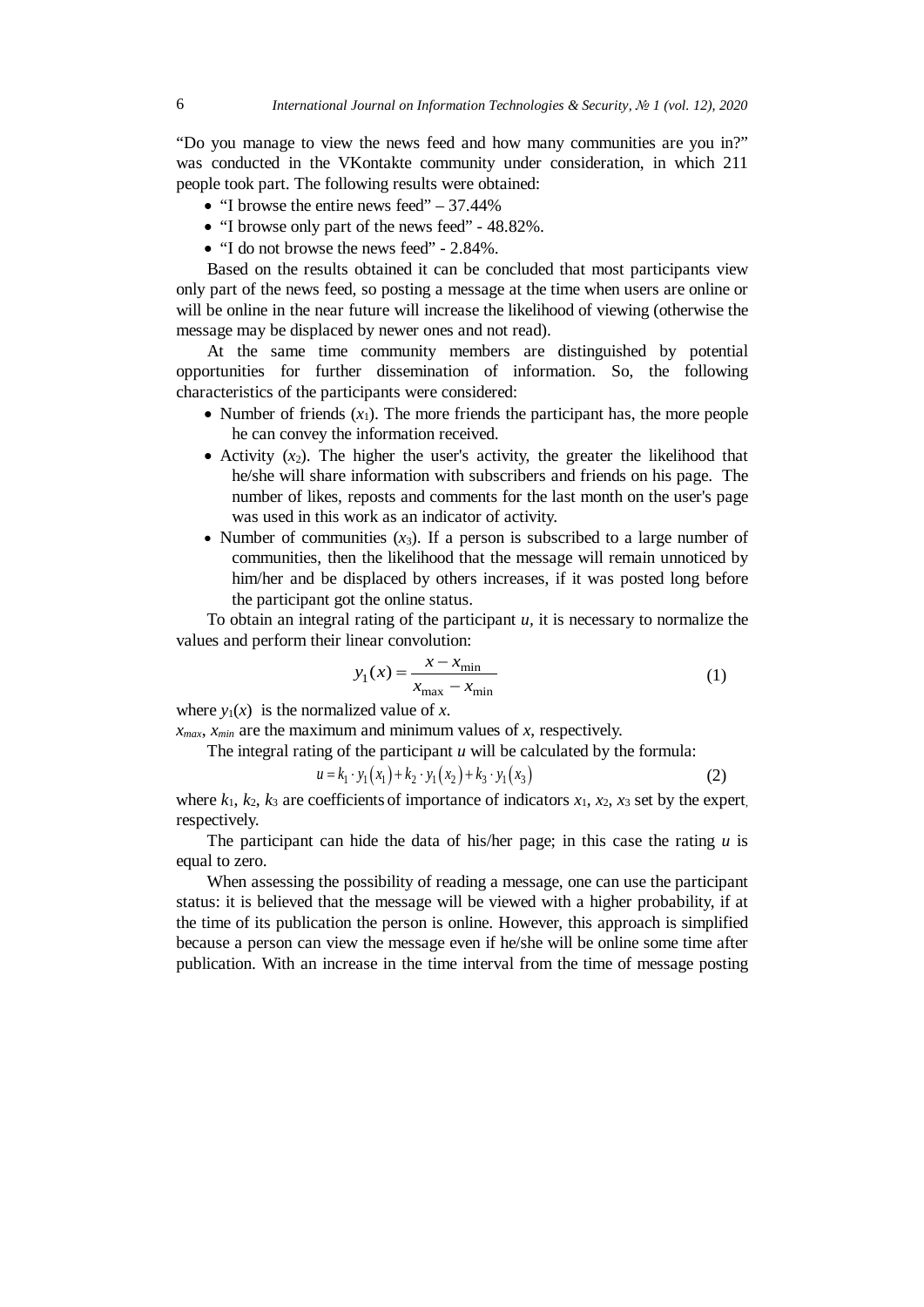"Do you manage to view the news feed and how many communities are you in?" was conducted in the VKontakte community under consideration, in which 211 people took part. The following results were obtained:

- "I browse the entire news feed" – 37.44%
- "I browse only part of the news feed" - 48.82%.
- "I do not browse the news feed" - 2.84%.

Based on the results obtained it can be concluded that most participants view only part of the news feed, so posting a message at the time when users are online or will be online in the near future will increase the likelihood of viewing (otherwise the message may be displaced by newer ones and not read).

At the same time community members are distinguished by potential opportunities for further dissemination of information. So, the following characteristics of the participants were considered:

- Number of friends ($x_1$). The more friends the participant has, the more people he can convey the information received.
- Activity ($x_2$). The higher the user's activity, the greater the likelihood that he/she will share information with subscribers and friends on his page. The number of likes, reposts and comments for the last month on the user's page was used in this work as an indicator of activity.
- Number of communities ($x_3$). If a person is subscribed to a large number of communities, then the likelihood that the message will remain unnoticed by him/her and be displaced by others increases, if it was posted long before the participant got the online status.

To obtain an integral rating of the participant $u$, it is necessary to normalize the values and perform their linear convolution:

$$y_1(x) = \frac{x - x_{\min}}{x_{\max} - x_{\min}} \tag{1}$$

where $y_1(x)$ is the normalized value of $x$.
$x_{max}$, $x_{min}$ are the maximum and minimum values of $x$, respectively.

The integral rating of the participant $u$ will be calculated by the formula:

$$u = k_1 \cdot y_1(x_1) + k_2 \cdot y_1(x_2) + k_3 \cdot y_1(x_3) \tag{2}$$

where $k_1$, $k_2$, $k_3$ are coefficients of importance of indicators $x_1$, $x_2$, $x_3$ set by the expert, respectively.

The participant can hide the data of his/her page; in this case the rating $u$ is equal to zero.

When assessing the possibility of reading a message, one can use the participant status: it is believed that the message will be viewed with a higher probability, if at the time of its publication the person is online. However, this approach is simplified because a person can view the message even if he/she will be online some time after publication. With an increase in the time interval from the time of message posting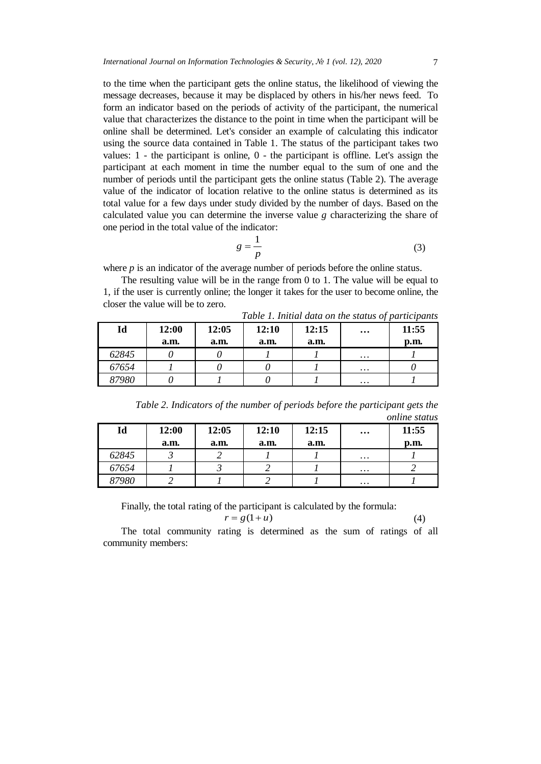to the time when the participant gets the online status, the likelihood of viewing the message decreases, because it may be displaced by others in his/her news feed. To form an indicator based on the periods of activity of the participant, the numerical value that characterizes the distance to the point in time when the participant will be online shall be determined. Let's consider an example of calculating this indicator using the source data contained in Table 1. The status of the participant takes two values: 1 - the participant is online, 0 - the participant is offline. Let's assign the participant at each moment in time the number equal to the sum of one and the number of periods until the participant gets the online status (Table 2). The average value of the indicator of location relative to the online status is determined as its total value for a few days under study divided by the number of days. Based on the calculated value you can determine the inverse value $g$ characterizing the share of one period in the total value of the indicator:

$$g = \frac{1}{p} \tag{3}$$

where $p$ is an indicator of the average number of periods before the online status.

The resulting value will be in the range from 0 to 1. The value will be equal to 1, if the user is currently online; the longer it takes for the user to become online, the closer the value will be to zero.

*Table 1. Initial data on the status of participants*

| Id | 12:00 a.m. | 12:05 a.m. | 12:10 a.m. | 12:15 a.m. | … | 11:55 p.m. |
|---|---|---|---|---|---|---|
| *62845* | *0* | *0* | *1* | *1* | … | *1* |
| *67654* | *1* | *0* | *0* | *1* | … | *0* |
| *87980* | *0* | *1* | *0* | *1* | … | *1* |

*Table 2. Indicators of the number of periods before the participant gets the online status*

| Id | 12:00 a.m. | 12:05 a.m. | 12:10 a.m. | 12:15 a.m. | … | 11:55 p.m. |
|---|---|---|---|---|---|---|
| *62845* | *3* | *2* | *1* | *1* | … | *1* |
| *67654* | *1* | *3* | *2* | *1* | … | *2* |
| *87980* | *2* | *1* | *2* | *1* | … | *1* |

Finally, the total rating of the participant is calculated by the formula:

$$r = g(1+u) \tag{4}$$

The total community rating is determined as the sum of ratings of all community members: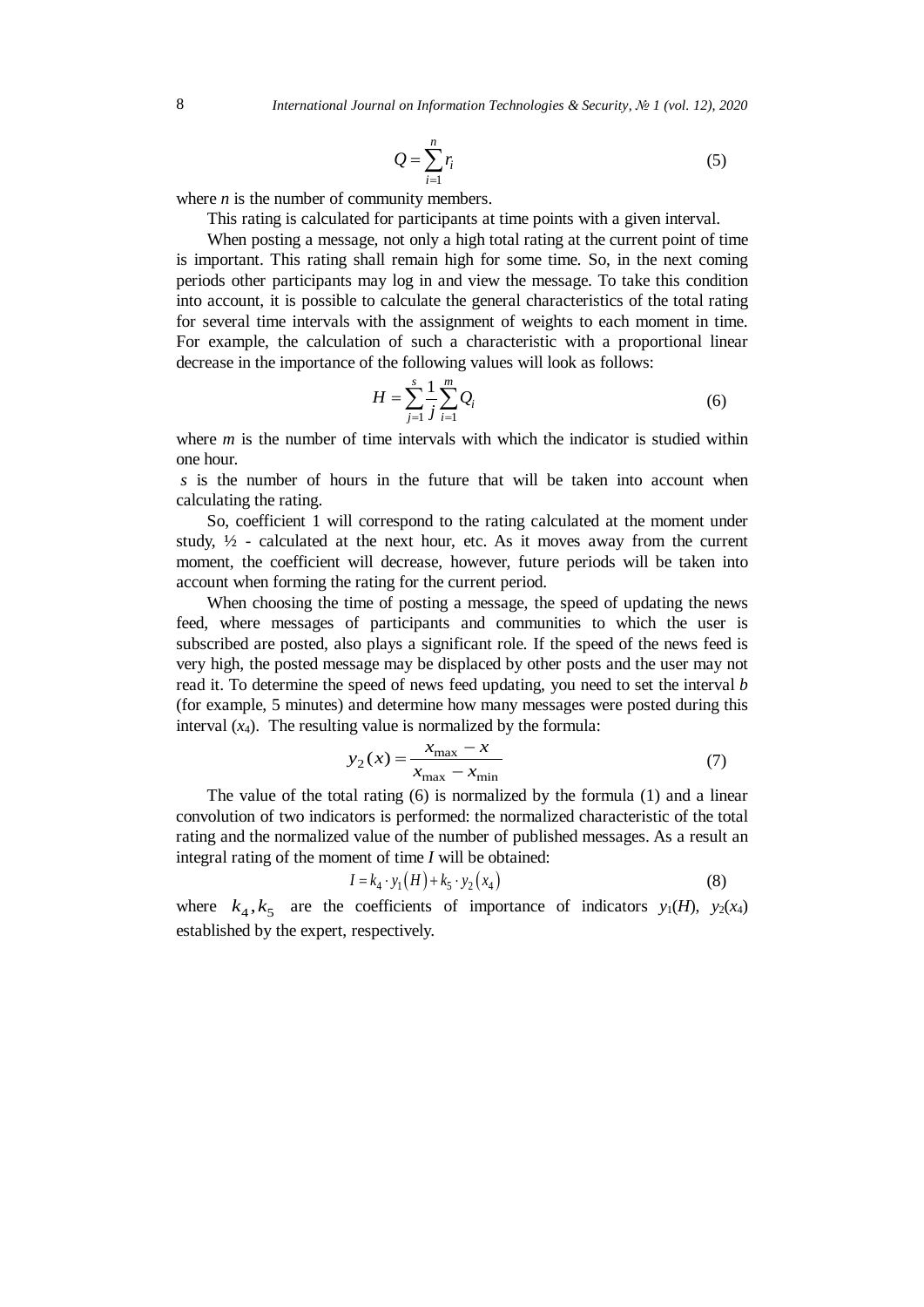$$Q = \sum_{i=1}^{n} r_i \tag{5}$$

where $n$ is the number of community members.

This rating is calculated for participants at time points with a given interval.

When posting a message, not only a high total rating at the current point of time is important. This rating shall remain high for some time. So, in the next coming periods other participants may log in and view the message. To take this condition into account, it is possible to calculate the general characteristics of the total rating for several time intervals with the assignment of weights to each moment in time. For example, the calculation of such a characteristic with a proportional linear decrease in the importance of the following values will look as follows:

$$H = \sum_{j=1}^{s} \frac{1}{j} \sum_{i=1}^{m} Q_i \tag{6}$$

where $m$ is the number of time intervals with which the indicator is studied within one hour.

$s$ is the number of hours in the future that will be taken into account when calculating the rating.

So, coefficient 1 will correspond to the rating calculated at the moment under study, ½ - calculated at the next hour, etc. As it moves away from the current moment, the coefficient will decrease, however, future periods will be taken into account when forming the rating for the current period.

When choosing the time of posting a message, the speed of updating the news feed, where messages of participants and communities to which the user is subscribed are posted, also plays a significant role. If the speed of the news feed is very high, the posted message may be displaced by other posts and the user may not read it. To determine the speed of news feed updating, you need to set the interval $b$ (for example, 5 minutes) and determine how many messages were posted during this interval ($x_4$). The resulting value is normalized by the formula:

$$y_2(x) = \frac{x_{\max} - x}{x_{\max} - x_{\min}} \tag{7}$$

The value of the total rating (6) is normalized by the formula (1) and a linear convolution of two indicators is performed: the normalized characteristic of the total rating and the normalized value of the number of published messages. As a result an integral rating of the moment of time $I$ will be obtained:

$$I = k_4 \cdot y_1(H) + k_5 \cdot y_2(x_4) \tag{8}$$

where $k_4, k_5$ are the coefficients of importance of indicators $y_1(H)$, $y_2(x_4)$ established by the expert, respectively.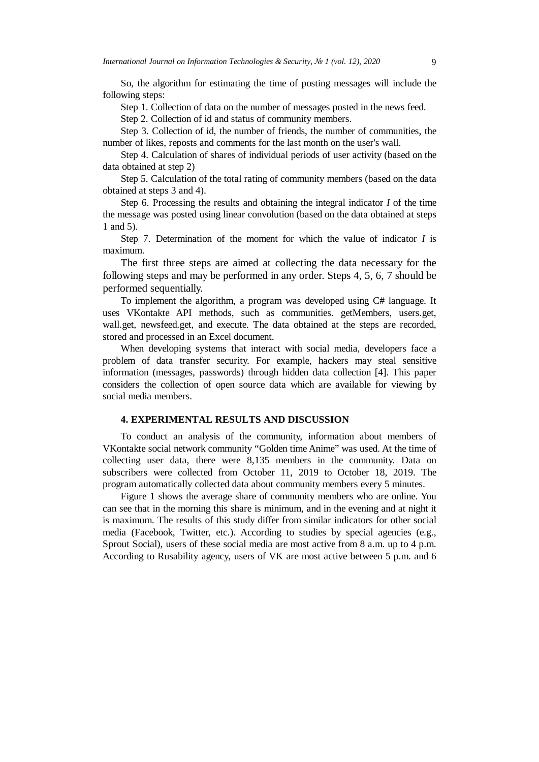So, the algorithm for estimating the time of posting messages will include the following steps:

Step 1. Collection of data on the number of messages posted in the news feed.

Step 2. Collection of id and status of community members.

Step 3. Collection of id, the number of friends, the number of communities, the number of likes, reposts and comments for the last month on the user's wall.

Step 4. Calculation of shares of individual periods of user activity (based on the data obtained at step 2)

Step 5. Calculation of the total rating of community members (based on the data obtained at steps 3 and 4).

Step 6. Processing the results and obtaining the integral indicator $I$ of the time the message was posted using linear convolution (based on the data obtained at steps 1 and 5).

Step 7. Determination of the moment for which the value of indicator $I$ is maximum.

The first three steps are aimed at collecting the data necessary for the following steps and may be performed in any order. Steps 4, 5, 6, 7 should be performed sequentially.

To implement the algorithm, a program was developed using C# language. It uses VKontakte API methods, such as communities. getMembers, users.get, wall.get, newsfeed.get, and execute. The data obtained at the steps are recorded, stored and processed in an Excel document.

When developing systems that interact with social media, developers face a problem of data transfer security. For example, hackers may steal sensitive information (messages, passwords) through hidden data collection [4]. This paper considers the collection of open source data which are available for viewing by social media members.

## 4. EXPERIMENTAL RESULTS AND DISCUSSION

To conduct an analysis of the community, information about members of VKontakte social network community "Golden time Anime" was used. At the time of collecting user data, there were 8,135 members in the community. Data on subscribers were collected from October 11, 2019 to October 18, 2019. The program automatically collected data about community members every 5 minutes.

Figure 1 shows the average share of community members who are online. You can see that in the morning this share is minimum, and in the evening and at night it is maximum. The results of this study differ from similar indicators for other social media (Facebook, Twitter, etc.). According to studies by special agencies (e.g., Sprout Social), users of these social media are most active from 8 a.m. up to 4 p.m. According to Rusability agency, users of VK are most active between 5 p.m. and 6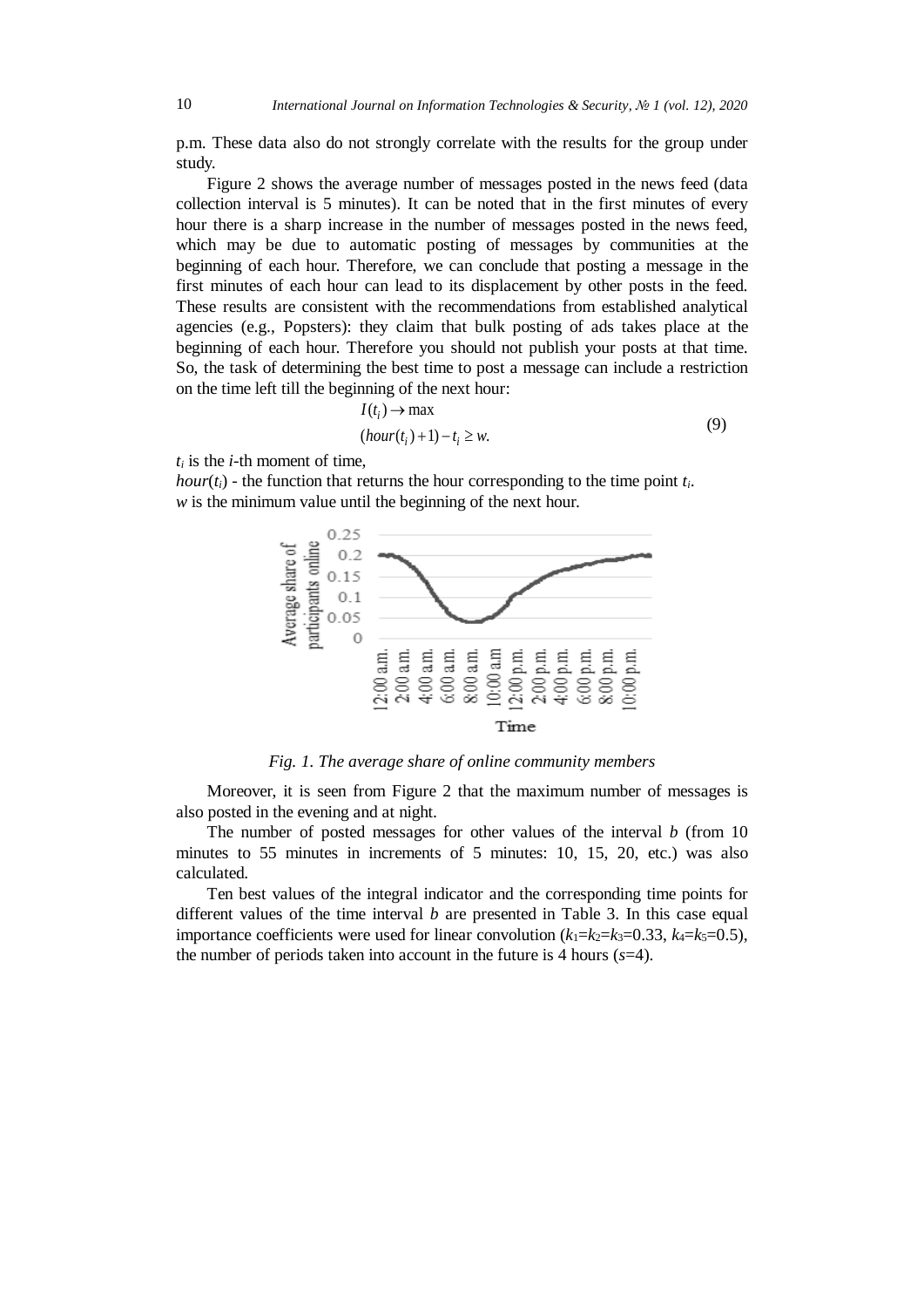p.m. These data also do not strongly correlate with the results for the group under study.

Figure 2 shows the average number of messages posted in the news feed (data collection interval is 5 minutes). It can be noted that in the first minutes of every hour there is a sharp increase in the number of messages posted in the news feed, which may be due to automatic posting of messages by communities at the beginning of each hour. Therefore, we can conclude that posting a message in the first minutes of each hour can lead to its displacement by other posts in the feed. These results are consistent with the recommendations from established analytical agencies (e.g., Popsters): they claim that bulk posting of ads takes place at the beginning of each hour. Therefore you should not publish your posts at that time. So, the task of determining the best time to post a message can include a restriction on the time left till the beginning of the next hour:

$$\begin{aligned} & I(t_i) \to \max \\ & (hour(t_i)+1) - t_i \geq w. \end{aligned} \tag{9}$$

$t_i$ is the $i$-th moment of time,
$hour(t_i)$ - the function that returns the hour corresponding to the time point $t_i$.
$w$ is the minimum value until the beginning of the next hour.

*Fig. 1. The average share of online community members*

Moreover, it is seen from Figure 2 that the maximum number of messages is also posted in the evening and at night.

The number of posted messages for other values of the interval $b$ (from 10 minutes to 55 minutes in increments of 5 minutes: 10, 15, 20, etc.) was also calculated.

Ten best values of the integral indicator and the corresponding time points for different values of the time interval $b$ are presented in Table 3. In this case equal importance coefficients were used for linear convolution ($k_1$=$k_2$=$k_3$=0.33, $k_4$=$k_5$=0.5), the number of periods taken into account in the future is 4 hours ($s$=4).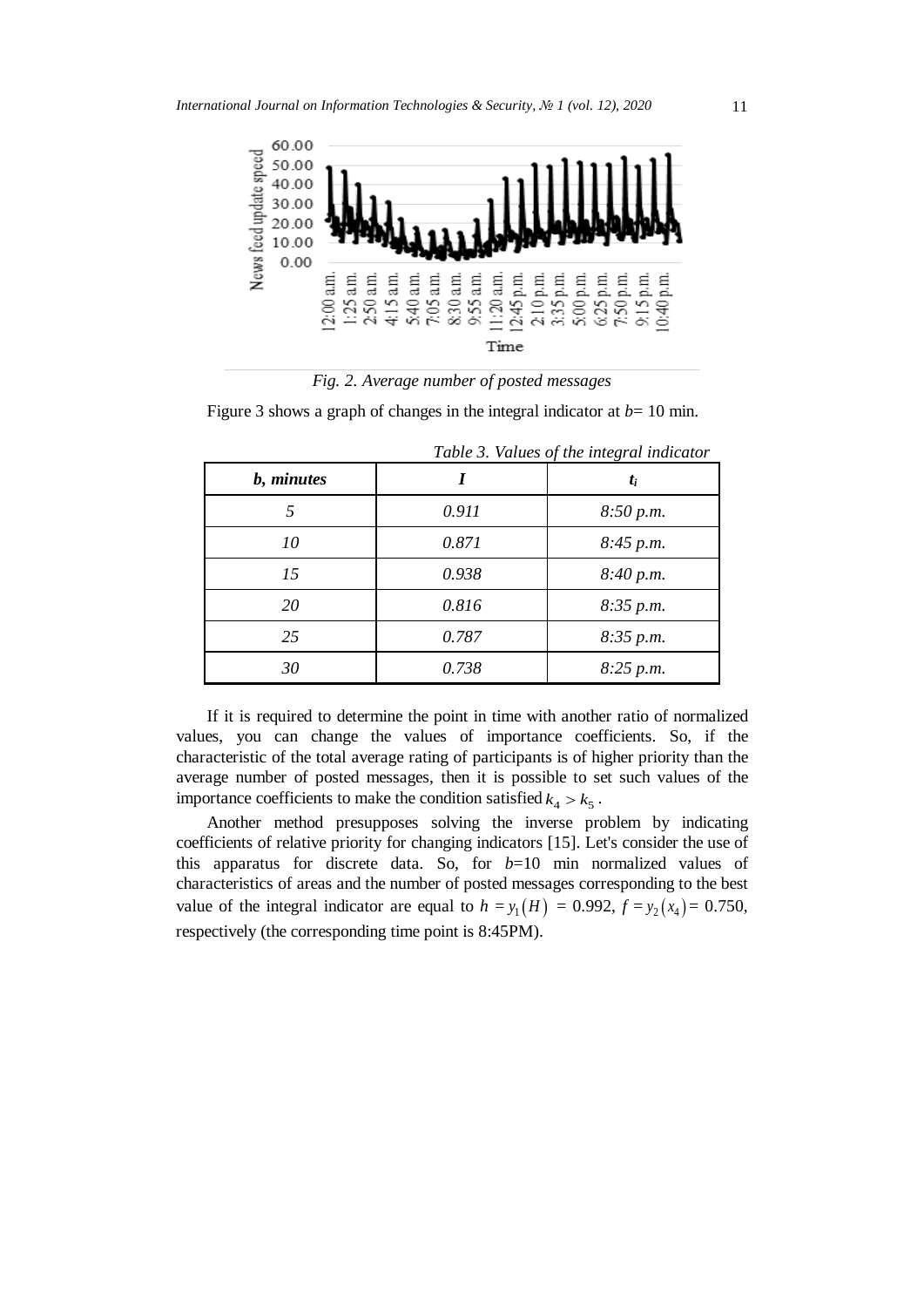*Fig. 2. Average number of posted messages*

Figure 3 shows a graph of changes in the integral indicator at $b$= 10 min.

*Table 3. Values of the integral indicator*

| ***b, minutes*** | ***I*** | $t_i$ |
|---|---|---|
| *5* | *0.911* | *8:50 p.m.* |
| *10* | *0.871* | *8:45 p.m.* |
| *15* | *0.938* | *8:40 p.m.* |
| *20* | *0.816* | *8:35 p.m.* |
| *25* | *0.787* | *8:35 p.m.* |
| *30* | *0.738* | *8:25 p.m.* |

If it is required to determine the point in time with another ratio of normalized values, you can change the values of importance coefficients. So, if the characteristic of the total average rating of participants is of higher priority than the average number of posted messages, then it is possible to set such values of the importance coefficients to make the condition satisfied $k_4 > k_5$.

Another method presupposes solving the inverse problem by indicating coefficients of relative priority for changing indicators [15]. Let's consider the use of this apparatus for discrete data. So, for $b$=10 min normalized values of characteristics of areas and the number of posted messages corresponding to the best value of the integral indicator are equal to $h = y_1(H)$ = 0.992, $f = y_2(x_4)$ = 0.750, respectively (the corresponding time point is 8:45PM).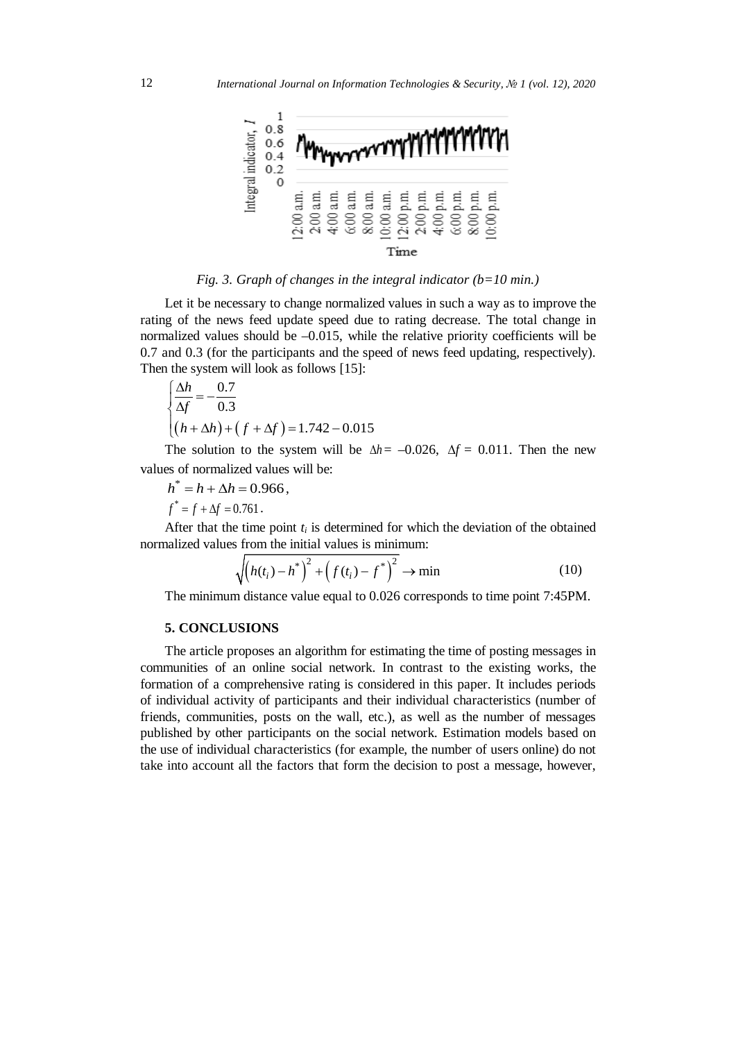*Fig. 3. Graph of changes in the integral indicator (b=10 min.)*

Let it be necessary to change normalized values in such a way as to improve the rating of the news feed update speed due to rating decrease. The total change in normalized values should be –0.015, while the relative priority coefficients will be 0.7 and 0.3 (for the participants and the speed of news feed updating, respectively). Then the system will look as follows [15]:

$$\begin{cases} \dfrac{\Delta h}{\Delta f} = -\dfrac{0.7}{0.3} \\ (h + \Delta h) + (f + \Delta f) = 1.742 - 0.015 \end{cases}$$

The solution to the system will be $\Delta h = -0.026$, $\Delta f = 0.011$. Then the new values of normalized values will be:

$$h^* = h + \Delta h = 0.966,$$

$$f^* = f + \Delta f = 0.761.$$

After that the time point $t_i$ is determined for which the deviation of the obtained normalized values from the initial values is minimum:

$$\sqrt{\left(h(t_i) - h^*\right)^2 + \left(f(t_i) - f^*\right)^2} \rightarrow \min \tag{10}$$

The minimum distance value equal to 0.026 corresponds to time point 7:45PM.

## 5. CONCLUSIONS

The article proposes an algorithm for estimating the time of posting messages in communities of an online social network. In contrast to the existing works, the formation of a comprehensive rating is considered in this paper. It includes periods of individual activity of participants and their individual characteristics (number of friends, communities, posts on the wall, etc.), as well as the number of messages published by other participants on the social network. Estimation models based on the use of individual characteristics (for example, the number of users online) do not take into account all the factors that form the decision to post a message, however,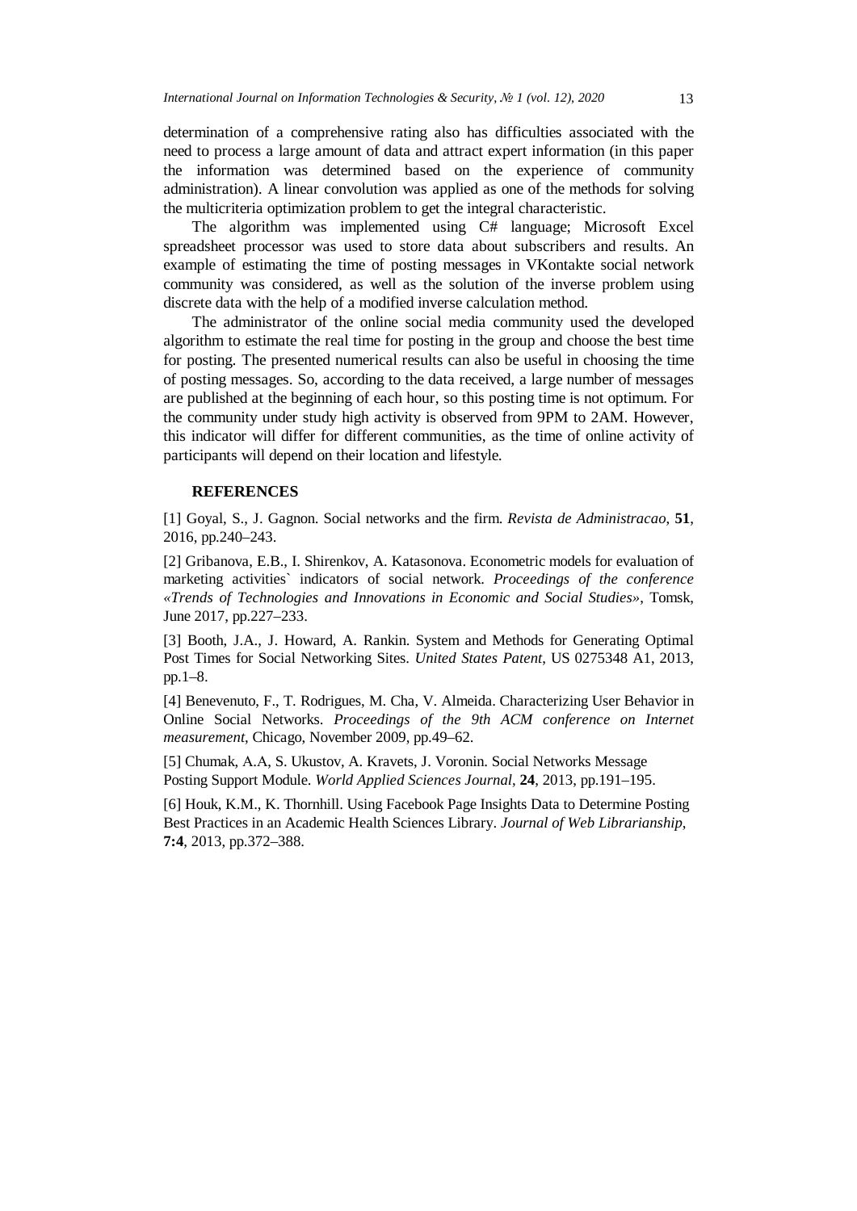determination of a comprehensive rating also has difficulties associated with the need to process a large amount of data and attract expert information (in this paper the information was determined based on the experience of community administration). A linear convolution was applied as one of the methods for solving the multicriteria optimization problem to get the integral characteristic.

The algorithm was implemented using C# language; Microsoft Excel spreadsheet processor was used to store data about subscribers and results. An example of estimating the time of posting messages in VKontakte social network community was considered, as well as the solution of the inverse problem using discrete data with the help of a modified inverse calculation method.

The administrator of the online social media community used the developed algorithm to estimate the real time for posting in the group and choose the best time for posting. The presented numerical results can also be useful in choosing the time of posting messages. So, according to the data received, a large number of messages are published at the beginning of each hour, so this posting time is not optimum. For the community under study high activity is observed from 9PM to 2AM. However, this indicator will differ for different communities, as the time of online activity of participants will depend on their location and lifestyle.

## REFERENCES

[1] Goyal, S., J. Gagnon. Social networks and the firm. *Revista de Administracao*, **51**, 2016, pp.240–243.

[2] Gribanova, E.B., I. Shirenkov, A. Katasonova. Econometric models for evaluation of marketing activities` indicators of social network. *Proceedings of the conference «Trends of Technologies and Innovations in Economic and Social Studies»*, Tomsk, June 2017, pp.227–233.

[3] Booth, J.A., J. Howard, A. Rankin. System and Methods for Generating Optimal Post Times for Social Networking Sites. *United States Patent*, US 0275348 A1, 2013, pp.1–8.

[4] Benevenuto, F., T. Rodrigues, M. Cha, V. Almeida. Characterizing User Behavior in Online Social Networks. *Proceedings of the 9th ACM conference on Internet measurement*, Chicago, November 2009, pp.49–62.

[5] Chumak, A.A, S. Ukustov, A. Kravets, J. Voronin. Social Networks Message Posting Support Module. *World Applied Sciences Journal*, **24**, 2013, pp.191–195.

[6] Houk, K.M., K. Thornhill. Using Facebook Page Insights Data to Determine Posting Best Practices in an Academic Health Sciences Library. *Journal of Web Librarianship*, **7:4**, 2013, pp.372–388.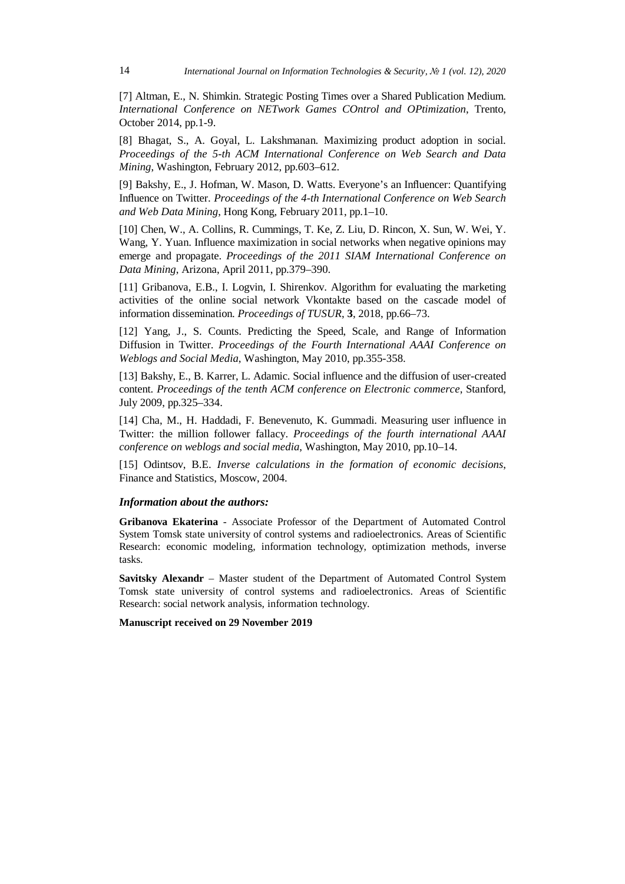[7] Altman, E., N. Shimkin. Strategic Posting Times over a Shared Publication Medium. *International Conference on NETwork Games COntrol and OPtimization*, Trento, October 2014, pp.1-9.

[8] Bhagat, S., A. Goyal, L. Lakshmanan. Maximizing product adoption in social. *Proceedings of the 5-th ACM International Conference on Web Search and Data Mining*, Washington, February 2012, pp.603–612.

[9] Bakshy, E., J. Hofman, W. Mason, D. Watts. Everyone's an Influencer: Quantifying Influence on Twitter. *Proceedings of the 4-th International Conference on Web Search and Web Data Mining*, Hong Kong, February 2011, pp.1–10.

[10] Chen, W., A. Collins, R. Cummings, T. Ke, Z. Liu, D. Rincon, X. Sun, W. Wei, Y. Wang, Y. Yuan. Influence maximization in social networks when negative opinions may emerge and propagate. *Proceedings of the 2011 SIAM International Conference on Data Mining*, Arizona, April 2011, pp.379–390.

[11] Gribanova, E.B., I. Logvin, I. Shirenkov. Algorithm for evaluating the marketing activities of the online social network Vkontakte based on the cascade model of information dissemination. *Proceedings of TUSUR*, **3**, 2018, pp.66–73.

[12] Yang, J., S. Counts. Predicting the Speed, Scale, and Range of Information Diffusion in Twitter. *Proceedings of the Fourth International AAAI Conference on Weblogs and Social Media*, Washington, May 2010, pp.355-358.

[13] Bakshy, E., B. Karrer, L. Adamic. Social influence and the diffusion of user-created content. *Proceedings of the tenth ACM conference on Electronic commerce*, Stanford, July 2009, pp.325–334.

[14] Cha, M., H. Haddadi, F. Benevenuto, K. Gummadi. Measuring user influence in Twitter: the million follower fallacy. *Proceedings of the fourth international AAAI conference on weblogs and social media*, Washington, May 2010, pp.10–14.

[15] Odintsov, B.E. *Inverse calculations in the formation of economic decisions*, Finance and Statistics, Moscow, 2004.

### *Information about the authors:*

**Gribanova Ekaterina** - Associate Professor of the Department of Automated Control System Tomsk state university of control systems and radioelectronics. Areas of Scientific Research: economic modeling, information technology, optimization methods, inverse tasks.

**Savitsky Alexandr** – Master student of the Department of Automated Control System Tomsk state university of control systems and radioelectronics. Areas of Scientific Research: social network analysis, information technology.

**Manuscript received on 29 November 2019**